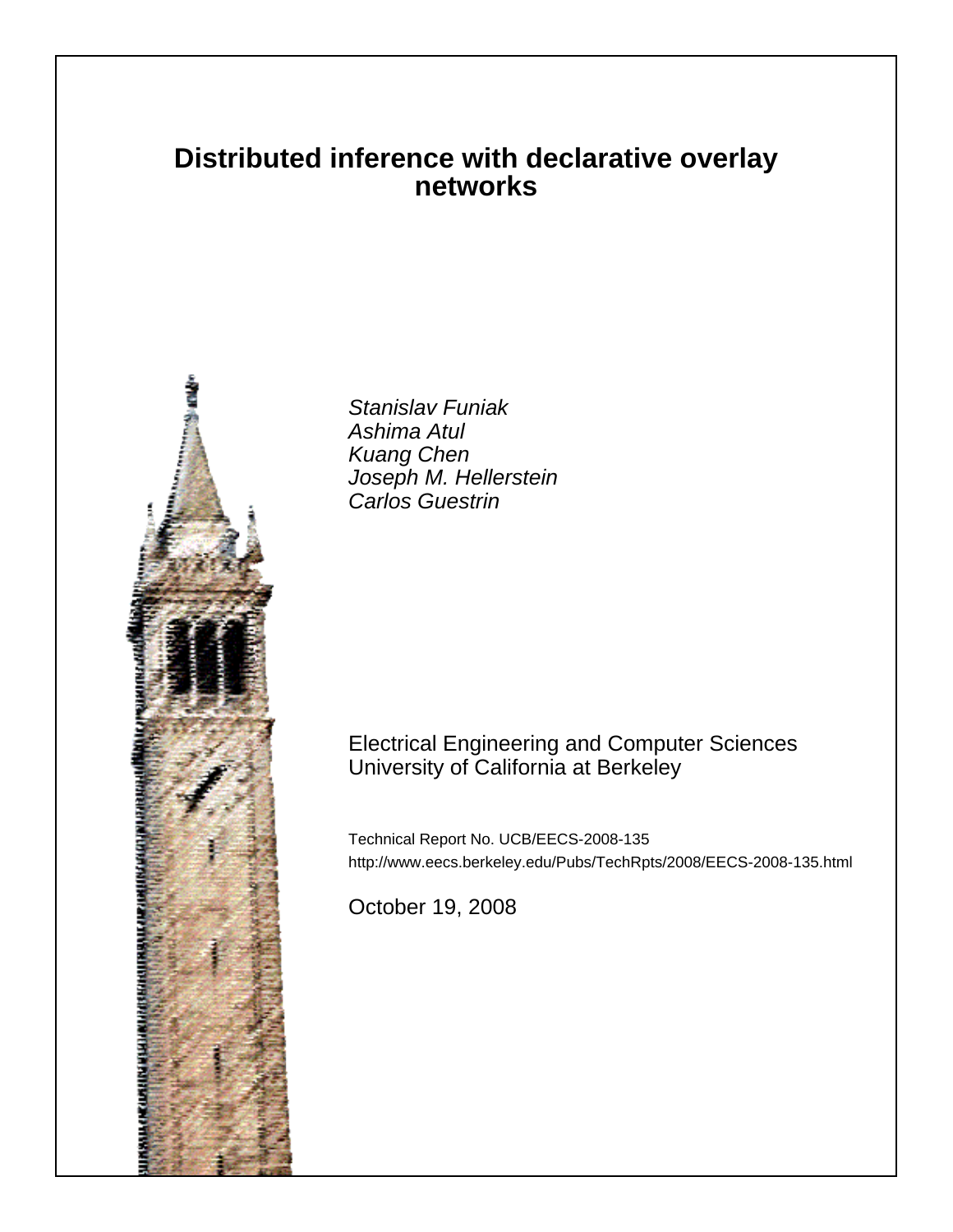# Distributed inference with declarative overlay networks

*Stanislav Funiak*
*Ashima Atul*
*Kuang Chen*
*Joseph M. Hellerstein*
*Carlos Guestrin*

Electrical Engineering and Computer Sciences
University of California at Berkeley

Technical Report No. UCB/EECS-2008-135

http://www.eecs.berkeley.edu/Pubs/TechRpts/2008/EECS-2008-135.html

October 19, 2008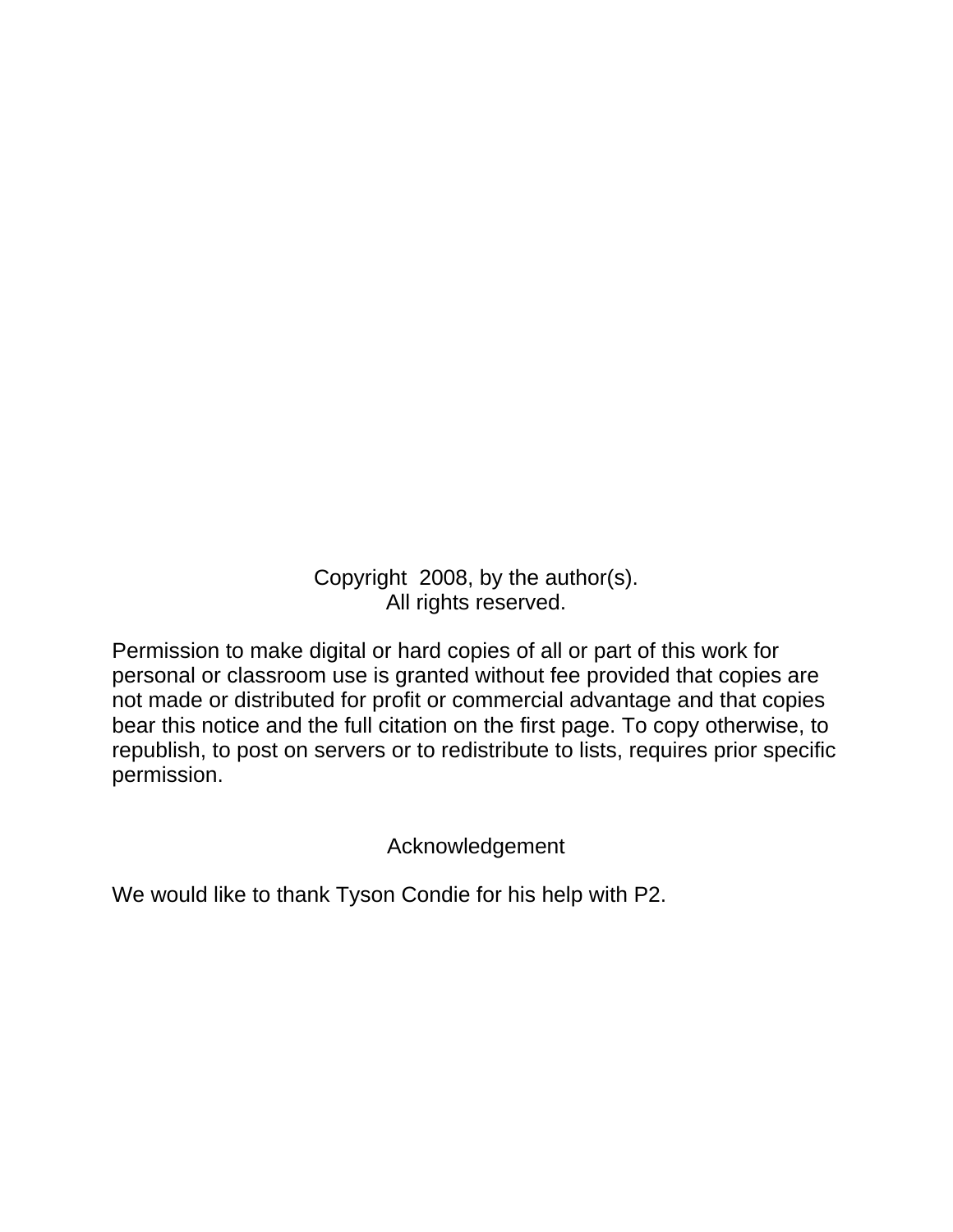Copyright 2008, by the author(s).
All rights reserved.

Permission to make digital or hard copies of all or part of this work for personal or classroom use is granted without fee provided that copies are not made or distributed for profit or commercial advantage and that copies bear this notice and the full citation on the first page. To copy otherwise, to republish, to post on servers or to redistribute to lists, requires prior specific permission.

## Acknowledgement

We would like to thank Tyson Condie for his help with P2.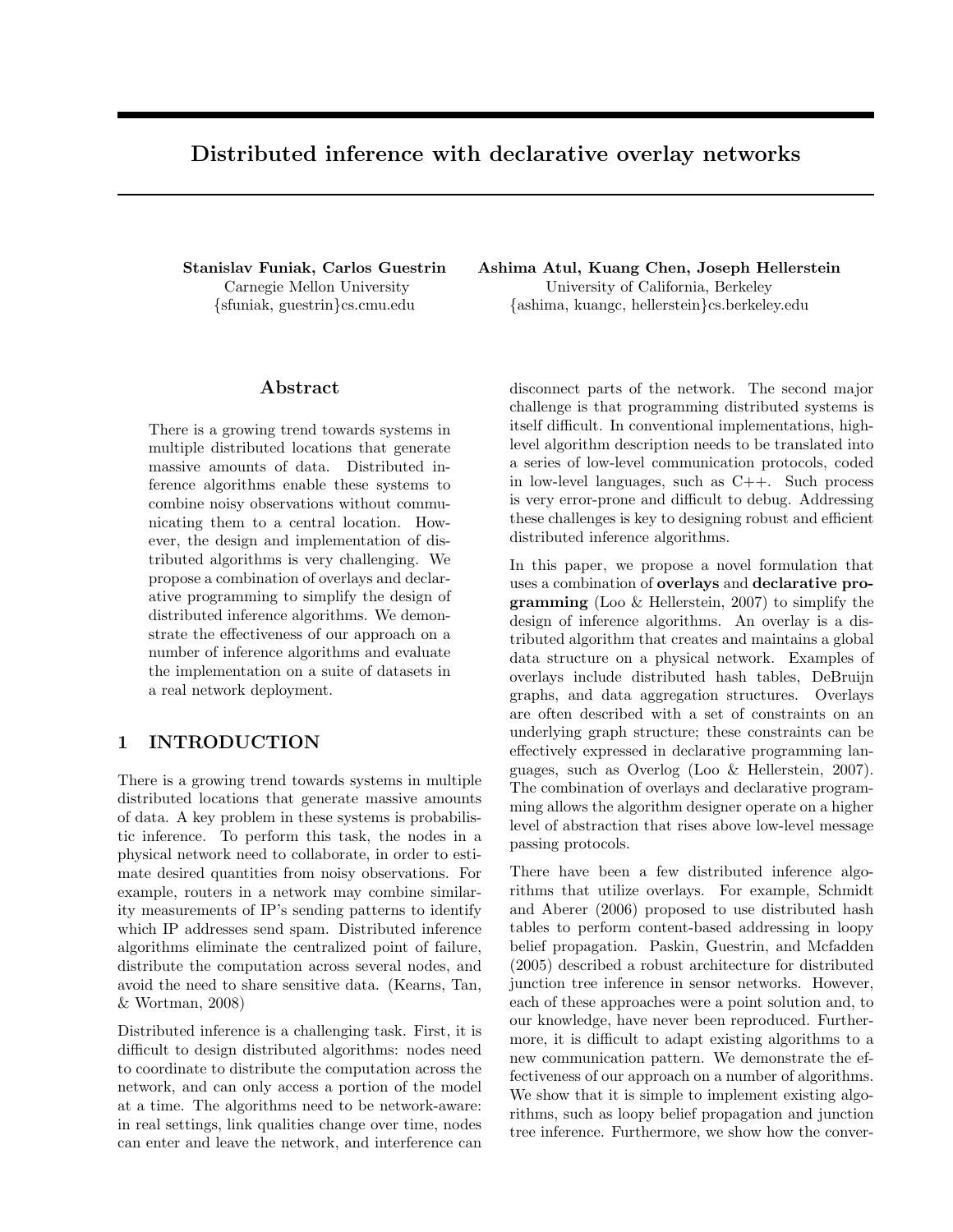# Distributed inference with declarative overlay networks

**Stanislav Funiak, Carlos Guestrin**
Carnegie Mellon University
{sfuniak, guestrin}cs.cmu.edu

**Ashima Atul, Kuang Chen, Joseph Hellerstein**
University of California, Berkeley
{ashima, kuangc, hellerstein}cs.berkeley.edu

## Abstract

There is a growing trend towards systems in multiple distributed locations that generate massive amounts of data. Distributed inference algorithms enable these systems to combine noisy observations without communicating them to a central location. However, the design and implementation of distributed algorithms is very challenging. We propose a combination of overlays and declarative programming to simplify the design of distributed inference algorithms. We demonstrate the effectiveness of our approach on a number of inference algorithms and evaluate the implementation on a suite of datasets in a real network deployment.

## 1 INTRODUCTION

There is a growing trend towards systems in multiple distributed locations that generate massive amounts of data. A key problem in these systems is probabilistic inference. To perform this task, the nodes in a physical network need to collaborate, in order to estimate desired quantities from noisy observations. For example, routers in a network may combine similarity measurements of IP's sending patterns to identify which IP addresses send spam. Distributed inference algorithms eliminate the centralized point of failure, distribute the computation across several nodes, and avoid the need to share sensitive data. (Kearns, Tan, & Wortman, 2008)

Distributed inference is a challenging task. First, it is difficult to design distributed algorithms: nodes need to coordinate to distribute the computation across the network, and can only access a portion of the model at a time. The algorithms need to be network-aware: in real settings, link qualities change over time, nodes can enter and leave the network, and interference can disconnect parts of the network. The second major challenge is that programming distributed systems is itself difficult. In conventional implementations, high-level algorithm description needs to be translated into a series of low-level communication protocols, coded in low-level languages, such as C++. Such process is very error-prone and difficult to debug. Addressing these challenges is key to designing robust and efficient distributed inference algorithms.

In this paper, we propose a novel formulation that uses a combination of **overlays** and **declarative programming** (Loo & Hellerstein, 2007) to simplify the design of inference algorithms. An overlay is a distributed algorithm that creates and maintains a global data structure on a physical network. Examples of overlays include distributed hash tables, DeBruijn graphs, and data aggregation structures. Overlays are often described with a set of constraints on an underlying graph structure; these constraints can be effectively expressed in declarative programming languages, such as Overlog (Loo & Hellerstein, 2007). The combination of overlays and declarative programming allows the algorithm designer operate on a higher level of abstraction that rises above low-level message passing protocols.

There have been a few distributed inference algorithms that utilize overlays. For example, Schmidt and Aberer (2006) proposed to use distributed hash tables to perform content-based addressing in loopy belief propagation. Paskin, Guestrin, and Mcfadden (2005) described a robust architecture for distributed junction tree inference in sensor networks. However, each of these approaches were a point solution and, to our knowledge, have never been reproduced. Furthermore, it is difficult to adapt existing algorithms to a new communication pattern. We demonstrate the effectiveness of our approach on a number of algorithms. We show that it is simple to implement existing algorithms, such as loopy belief propagation and junction tree inference. Furthermore, we show how the conver-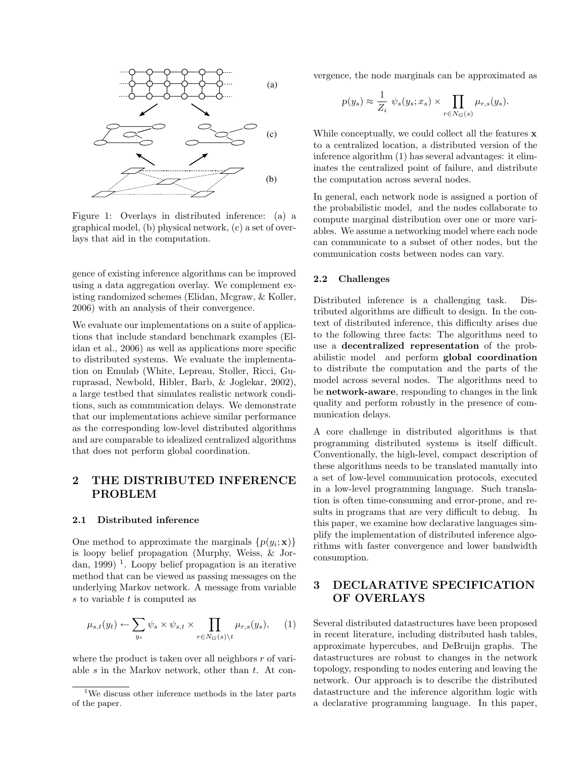Figure 1: Overlays in distributed inference: (a) a graphical model, (b) physical network, (c) a set of overlays that aid in the computation.

gence of existing inference algorithms can be improved using a data aggregation overlay. We complement existing randomized schemes (Elidan, Mcgraw, & Koller, 2006) with an analysis of their convergence.

We evaluate our implementations on a suite of applications that include standard benchmark examples (Elidan et al., 2006) as well as applications more specific to distributed systems. We evaluate the implementation on Emulab (White, Lepreau, Stoller, Ricci, Guruprasad, Newbold, Hibler, Barb, & Joglekar, 2002), a large testbed that simulates realistic network conditions, such as communication delays. We demonstrate that our implementations achieve similar performance as the corresponding low-level distributed algorithms and are comparable to idealized centralized algorithms that does not perform global coordination.

## 2 THE DISTRIBUTED INFERENCE PROBLEM

### 2.1 Distributed inference

One method to approximate the marginals $\{p(y_i; \mathbf{x})\}$ is loopy belief propagation (Murphy, Weiss, & Jordan, 1999) [1]. Loopy belief propagation is an iterative method that can be viewed as passing messages on the underlying Markov network. A message from variable $s$ to variable $t$ is computed as

$$\mu_{s,t}(y_t) \leftarrow \sum_{y_s} \psi_s \times \psi_{s,t} \times \prod_{r \in N_G(s) \setminus t} \mu_{r,s}(y_s), \qquad (1)$$

where the product is taken over all neighbors $r$ of variable $s$ in the Markov network, other than $t$. At convergence, the node marginals can be approximated as

$$p(y_s) \approx \frac{1}{Z_i}\ \psi_s(y_s; x_s) \times \prod_{r \in N_G(s)} \mu_{r,s}(y_s).$$

While conceptually, we could collect all the features $\mathbf{x}$ to a centralized location, a distributed version of the inference algorithm (1) has several advantages: it eliminates the centralized point of failure, and distribute the computation across several nodes.

In general, each network node is assigned a portion of the probabilistic model, and the nodes collaborate to compute marginal distribution over one or more variables. We assume a networking model where each node can communicate to a subset of other nodes, but the communication costs between nodes can vary.

### 2.2 Challenges

Distributed inference is a challenging task. Distributed algorithms are difficult to design. In the context of distributed inference, this difficulty arises due to the following three facts: The algorithms need to use a **decentralized representation** of the probabilistic model and perform **global coordination** to distribute the computation and the parts of the model across several nodes. The algorithms need to be **network-aware**, responding to changes in the link quality and perform robustly in the presence of communication delays.

A core challenge in distributed algorithms is that programming distributed systems is itself difficult. Conventionally, the high-level, compact description of these algorithms needs to be translated manually into a set of low-level communication protocols, executed in a low-level programming language. Such translation is often time-consuming and error-prone, and results in programs that are very difficult to debug. In this paper, we examine how declarative languages simplify the implementation of distributed inference algorithms with faster convergence and lower bandwidth consumption.

## 3 DECLARATIVE SPECIFICATION OF OVERLAYS

Several distributed datastructures have been proposed in recent literature, including distributed hash tables, approximate hypercubes, and DeBruijn graphs. The datastructures are robust to changes in the network topology, responding to nodes entering and leaving the network. Our approach is to describe the distributed datastructure and the inference algorithm logic with a declarative programming language. In this paper,

[1] We discuss other inference methods in the later parts of the paper.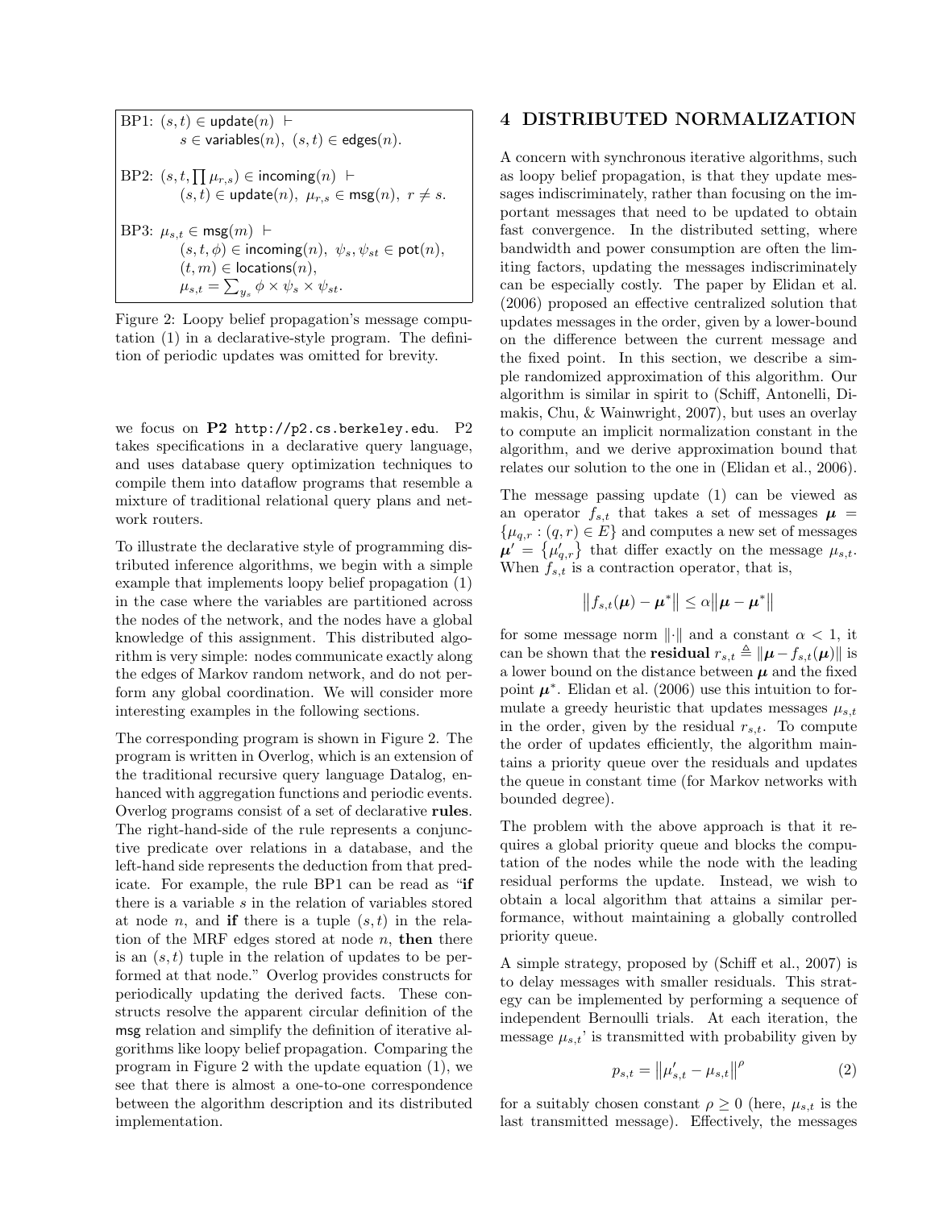BP1: $(s,t) \in \mathsf{update}(n) \vdash$
$s \in \mathsf{variables}(n),\ (s,t) \in \mathsf{edges}(n)$.

BP2: $(s, t, \prod \mu_{r,s}) \in \mathsf{incoming}(n) \vdash$
$(s,t) \in \mathsf{update}(n),\ \mu_{r,s} \in \mathsf{msg}(n),\ r \neq s$.

BP3: $\mu_{s,t} \in \mathsf{msg}(m) \vdash$
$(s, t, \phi) \in \mathsf{incoming}(n),\ \psi_s, \psi_{st} \in \mathsf{pot}(n)$,
$(t, m) \in \mathsf{locations}(n)$,
$\mu_{s,t} = \sum_{y_s} \phi \times \psi_s \times \psi_{st}$.

Figure 2: Loopy belief propagation's message computation (1) in a declarative-style program. The definition of periodic updates was omitted for brevity.

we focus on **P2** http://p2.cs.berkeley.edu. P2 takes specifications in a declarative query language, and uses database query optimization techniques to compile them into dataflow programs that resemble a mixture of traditional relational query plans and network routers.

To illustrate the declarative style of programming distributed inference algorithms, we begin with a simple example that implements loopy belief propagation (1) in the case where the variables are partitioned across the nodes of the network, and the nodes have a global knowledge of this assignment. This distributed algorithm is very simple: nodes communicate exactly along the edges of Markov random network, and do not perform any global coordination. We will consider more interesting examples in the following sections.

The corresponding program is shown in Figure 2. The program is written in Overlog, which is an extension of the traditional recursive query language Datalog, enhanced with aggregation functions and periodic events. Overlog programs consist of a set of declarative **rules**. The right-hand-side of the rule represents a conjunctive predicate over relations in a database, and the left-hand side represents the deduction from that predicate. For example, the rule BP1 can be read as "**if** there is a variable $s$ in the relation of variables stored at node $n$, and **if** there is a tuple $(s,t)$ in the relation of the MRF edges stored at node $n$, **then** there is an $(s,t)$ tuple in the relation of updates to be performed at that node." Overlog provides constructs for periodically updating the derived facts. These constructs resolve the apparent circular definition of the msg relation and simplify the definition of iterative algorithms like loopy belief propagation. Comparing the program in Figure 2 with the update equation (1), we see that there is almost a one-to-one correspondence between the algorithm description and its distributed implementation.

## 4 DISTRIBUTED NORMALIZATION

A concern with synchronous iterative algorithms, such as loopy belief propagation, is that they update messages indiscriminately, rather than focusing on the important messages that need to be updated to obtain fast convergence. In the distributed setting, where bandwidth and power consumption are often the limiting factors, updating the messages indiscriminately can be especially costly. The paper by Elidan et al. (2006) proposed an effective centralized solution that updates messages in the order, given by a lower-bound on the difference between the current message and the fixed point. In this section, we describe a simple randomized approximation of this algorithm. Our algorithm is similar in spirit to (Schiff, Antonelli, Dimakis, Chu, & Wainwright, 2007), but uses an overlay to compute an implicit normalization constant in the algorithm, and we derive approximation bound that relates our solution to the one in (Elidan et al., 2006).

The message passing update (1) can be viewed as an operator $f_{s,t}$ that takes a set of messages $\boldsymbol{\mu} = \{\mu_{q,r} : (q,r) \in E\}$ and computes a new set of messages $\boldsymbol{\mu}' = \{\mu'_{q,r}\}$ that differ exactly on the message $\mu_{s,t}$. When $f_{s,t}$ is a contraction operator, that is,

$$\left\|f_{s,t}(\boldsymbol{\mu}) - \boldsymbol{\mu}^*\right\| \leq \alpha \left\|\boldsymbol{\mu} - \boldsymbol{\mu}^*\right\|$$

for some message norm $\|\cdot\|$ and a constant $\alpha < 1$, it can be shown that the **residual** $r_{s,t} \triangleq \|\boldsymbol{\mu} - f_{s,t}(\boldsymbol{\mu})\|$ is a lower bound on the distance between $\boldsymbol{\mu}$ and the fixed point $\boldsymbol{\mu}^*$. Elidan et al. (2006) use this intuition to formulate a greedy heuristic that updates messages $\mu_{s,t}$ in the order, given by the residual $r_{s,t}$. To compute the order of updates efficiently, the algorithm maintains a priority queue over the residuals and updates the queue in constant time (for Markov networks with bounded degree).

The problem with the above approach is that it requires a global priority queue and blocks the computation of the nodes while the node with the leading residual performs the update. Instead, we wish to obtain a local algorithm that attains a similar performance, without maintaining a globally controlled priority queue.

A simple strategy, proposed by (Schiff et al., 2007) is to delay messages with smaller residuals. This strategy can be implemented by performing a sequence of independent Bernoulli trials. At each iteration, the message $\mu_{s,t}$' is transmitted with probability given by

$$p_{s,t} = \left\|\mu'_{s,t} - \mu_{s,t}\right\|^{\rho} \tag{2}$$

for a suitably chosen constant $\rho \geq 0$ (here, $\mu_{s,t}$ is the last transmitted message). Effectively, the messages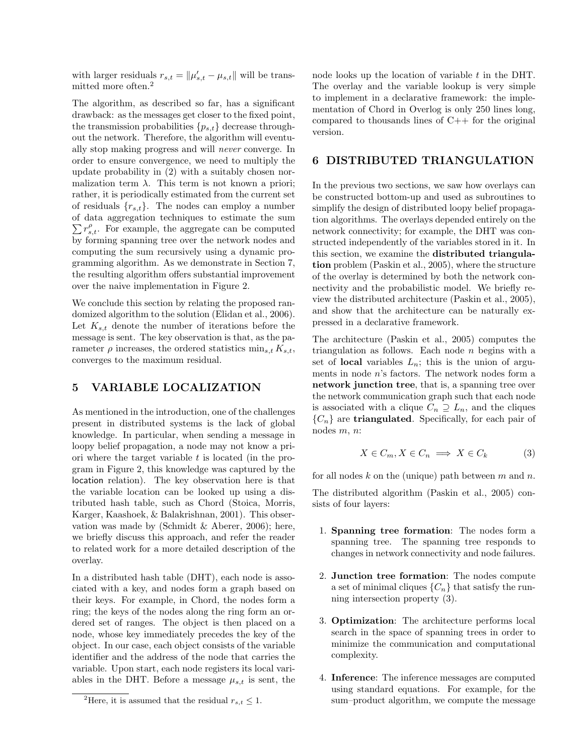with larger residuals $r_{s,t} = \|\mu'_{s,t} - \mu_{s,t}\|$ will be transmitted more often.[2]

The algorithm, as described so far, has a significant drawback: as the messages get closer to the fixed point, the transmission probabilities $\{p_{s,t}\}$ decrease throughout the network. Therefore, the algorithm will eventually stop making progress and will *never* converge. In order to ensure convergence, we need to multiply the update probability in (2) with a suitably chosen normalization term $\lambda$. This term is not known a priori; rather, it is periodically estimated from the current set of residuals $\{r_{s,t}\}$. The nodes can employ a number of data aggregation techniques to estimate the sum $\sum r^{\rho}_{s,t}$. For example, the aggregate can be computed by forming spanning tree over the network nodes and computing the sum recursively using a dynamic programming algorithm. As we demonstrate in Section 7, the resulting algorithm offers substantial improvement over the naive implementation in Figure 2.

We conclude this section by relating the proposed randomized algorithm to the solution (Elidan et al., 2006). Let $K_{s,t}$ denote the number of iterations before the message is sent. The key observation is that, as the parameter $\rho$ increases, the ordered statistics $\min_{s,t} K_{s,t}$, converges to the maximum residual.

## 5 VARIABLE LOCALIZATION

As mentioned in the introduction, one of the challenges present in distributed systems is the lack of global knowledge. In particular, when sending a message in loopy belief propagation, a node may not know a priori where the target variable $t$ is located (in the program in Figure 2, this knowledge was captured by the location relation). The key observation here is that the variable location can be looked up using a distributed hash table, such as Chord (Stoica, Morris, Karger, Kaashoek, & Balakrishnan, 2001). This observation was made by (Schmidt & Aberer, 2006); here, we briefly discuss this approach, and refer the reader to related work for a more detailed description of the overlay.

In a distributed hash table (DHT), each node is associated with a key, and nodes form a graph based on their keys. For example, in Chord, the nodes form a ring; the keys of the nodes along the ring form an ordered set of ranges. The object is then placed on a node, whose key immediately precedes the key of the object. In our case, each object consists of the variable identifier and the address of the node that carries the variable. Upon start, each node registers its local variables in the DHT. Before a message $\mu_{s,t}$ is sent, the node looks up the location of variable $t$ in the DHT. The overlay and the variable lookup is very simple to implement in a declarative framework: the implementation of Chord in Overlog is only 250 lines long, compared to thousands lines of C++ for the original version.

[2] Here, it is assumed that the residual $r_{s,t} \leq 1$.

## 6 DISTRIBUTED TRIANGULATION

In the previous two sections, we saw how overlays can be constructed bottom-up and used as subroutines to simplify the design of distributed loopy belief propagation algorithms. The overlays depended entirely on the network connectivity; for example, the DHT was constructed independently of the variables stored in it. In this section, we examine the **distributed triangulation** problem (Paskin et al., 2005), where the structure of the overlay is determined by both the network connectivity and the probabilistic model. We briefly review the distributed architecture (Paskin et al., 2005), and show that the architecture can be naturally expressed in a declarative framework.

The architecture (Paskin et al., 2005) computes the triangulation as follows. Each node $n$ begins with a set of **local** variables $L_n$; this is the union of arguments in node $n$'s factors. The network nodes form a **network junction tree**, that is, a spanning tree over the network communication graph such that each node is associated with a clique $C_n \supseteq L_n$, and the cliques $\{C_n\}$ are **triangulated**. Specifically, for each pair of nodes $m$, $n$:

$$X \in C_m, X \in C_n \implies X \in C_k \tag{3}$$

for all nodes $k$ on the (unique) path between $m$ and $n$.

The distributed algorithm (Paskin et al., 2005) consists of four layers:

1. **Spanning tree formation**: The nodes form a spanning tree. The spanning tree responds to changes in network connectivity and node failures.
2. **Junction tree formation**: The nodes compute a set of minimal cliques $\{C_n\}$ that satisfy the running intersection property (3).
3. **Optimization**: The architecture performs local search in the space of spanning trees in order to minimize the communication and computational complexity.
4. **Inference**: The inference messages are computed using standard equations. For example, for the sum–product algorithm, we compute the message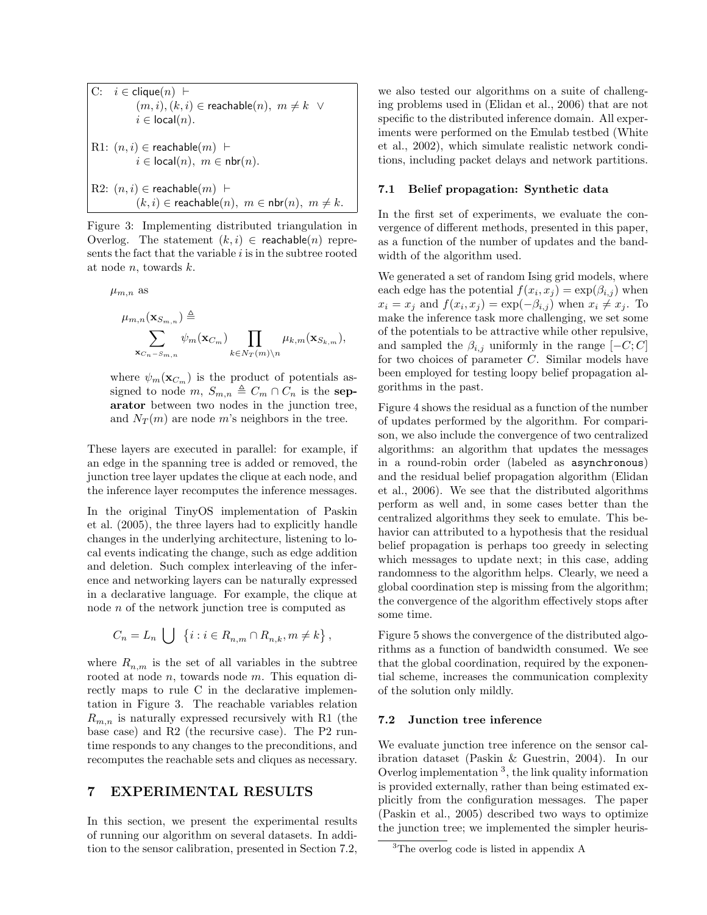C: $i \in \mathsf{clique}(n) \vdash$
$\quad (m,i),(k,i) \in \mathsf{reachable}(n),\ m \neq k \ \vee$
$\quad i \in \mathsf{local}(n).$

R1: $(n,i) \in \mathsf{reachable}(m) \vdash$
$\quad i \in \mathsf{local}(n),\ m \in \mathsf{nbr}(n).$

R2: $(n,i) \in \mathsf{reachable}(m) \vdash$
$\quad (k,i) \in \mathsf{reachable}(n),\ m \in \mathsf{nbr}(n),\ m \neq k.$

Figure 3: Implementing distributed triangulation in Overlog. The statement $(k,i) \in \mathsf{reachable}(n)$ represents the fact that the variable $i$ is in the subtree rooted at node $n$, towards $k$.

$\mu_{m,n}$ as

$$\mu_{m,n}(\mathbf{x}_{S_{m,n}}) \triangleq \sum_{\mathbf{x}_{C_n - S_{m,n}}} \psi_m(\mathbf{x}_{C_m}) \prod_{k \in N_T(m) \setminus n} \mu_{k,m}(\mathbf{x}_{S_{k,m}}),$$

where $\psi_m(\mathbf{x}_{C_m})$ is the product of potentials assigned to node $m$, $S_{m,n} \triangleq C_m \cap C_n$ is the **separator** between two nodes in the junction tree, and $N_T(m)$ are node $m$'s neighbors in the tree.

These layers are executed in parallel: for example, if an edge in the spanning tree is added or removed, the junction tree layer updates the clique at each node, and the inference layer recomputes the inference messages.

In the original TinyOS implementation of Paskin et al. (2005), the three layers had to explicitly handle changes in the underlying architecture, listening to local events indicating the change, such as edge addition and deletion. Such complex interleaving of the inference and networking layers can be naturally expressed in a declarative language. For example, the clique at node $n$ of the network junction tree is computed as

$$C_n = L_n \bigcup \{i : i \in R_{n,m} \cap R_{n,k}, m \neq k\},$$

where $R_{n,m}$ is the set of all variables in the subtree rooted at node $n$, towards node $m$. This equation directly maps to rule C in the declarative implementation in Figure 3. The reachable variables relation $R_{m,n}$ is naturally expressed recursively with R1 (the base case) and R2 (the recursive case). The P2 runtime responds to any changes to the preconditions, and recomputes the reachable sets and cliques as necessary.

## 7 EXPERIMENTAL RESULTS

In this section, we present the experimental results of running our algorithm on several datasets. In addition to the sensor calibration, presented in Section 7.2, we also tested our algorithms on a suite of challenging problems used in (Elidan et al., 2006) that are not specific to the distributed inference domain. All experiments were performed on the Emulab testbed (White et al., 2002), which simulate realistic network conditions, including packet delays and network partitions.

### 7.1 Belief propagation: Synthetic data

In the first set of experiments, we evaluate the convergence of different methods, presented in this paper, as a function of the number of updates and the bandwidth of the algorithm used.

We generated a set of random Ising grid models, where each edge has the potential $f(x_i, x_j) = \exp(\beta_{i,j})$ when $x_i = x_j$ and $f(x_i, x_j) = \exp(-\beta_{i,j})$ when $x_i \neq x_j$. To make the inference task more challenging, we set some of the potentials to be attractive while other repulsive, and sampled the $\beta_{i,j}$ uniformly in the range $[-C; C]$ for two choices of parameter $C$. Similar models have been employed for testing loopy belief propagation algorithms in the past.

Figure 4 shows the residual as a function of the number of updates performed by the algorithm. For comparison, we also include the convergence of two centralized algorithms: an algorithm that updates the messages in a round-robin order (labeled as `asynchronous`) and the residual belief propagation algorithm (Elidan et al., 2006). We see that the distributed algorithms perform as well and, in some cases better than the centralized algorithms they seek to emulate. This behavior can attributed to a hypothesis that the residual belief propagation is perhaps too greedy in selecting which messages to update next; in this case, adding randomness to the algorithm helps. Clearly, we need a global coordination step is missing from the algorithm; the convergence of the algorithm effectively stops after some time.

Figure 5 shows the convergence of the distributed algorithms as a function of bandwidth consumed. We see that the global coordination, required by the exponential scheme, increases the communication complexity of the solution only mildly.

### 7.2 Junction tree inference

We evaluate junction tree inference on the sensor calibration dataset (Paskin & Guestrin, 2004). In our Overlog implementation [3], the link quality information is provided externally, rather than being estimated explicitly from the configuration messages. The paper (Paskin et al., 2005) described two ways to optimize the junction tree; we implemented the simpler heuris-

[3] The overlog code is listed in appendix A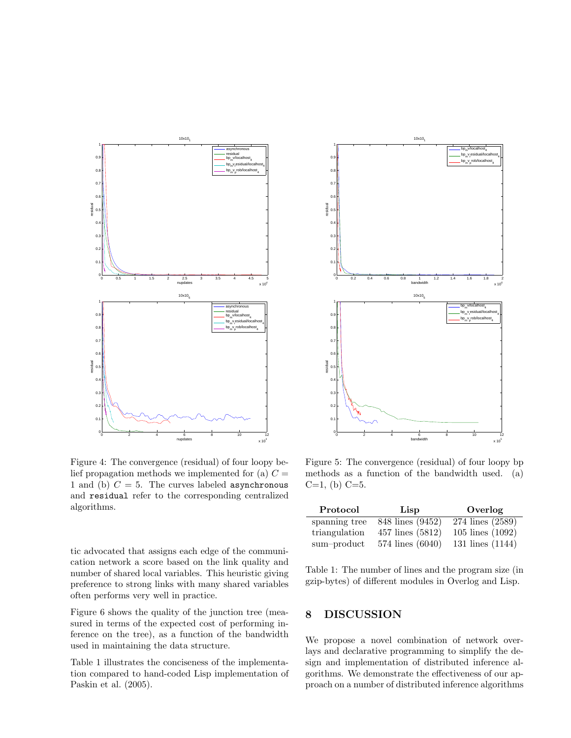Figure 4: The convergence (residual) of four loopy belief propagation methods we implemented for (a) $C = 1$ and (b) $C = 5$. The curves labeled `asynchronous` and `residual` refer to the corresponding centralized algorithms.

Figure 5: The convergence (residual) of four loopy bp methods as a function of the bandwidth used. (a) C=1, (b) C=5.

tic advocated that assigns each edge of the communication network a score based on the link quality and number of shared local variables. This heuristic giving preference to strong links with many shared variables often performs very well in practice.

Figure 6 shows the quality of the junction tree (measured in terms of the expected cost of performing inference on the tree), as a function of the bandwidth used in maintaining the data structure.

Table 1 illustrates the conciseness of the implementation compared to hand-coded Lisp implementation of Paskin et al. (2005).

| Protocol | Lisp | Overlog |
|---|---|---|
| spanning tree | 848 lines (9452) | 274 lines (2589) |
| triangulation | 457 lines (5812) | 105 lines (1092) |
| sum–product | 574 lines (6040) | 131 lines (1144) |

Table 1: The number of lines and the program size (in gzip-bytes) of different modules in Overlog and Lisp.

## 8 DISCUSSION

We propose a novel combination of network overlays and declarative programming to simplify the design and implementation of distributed inference algorithms. We demonstrate the effectiveness of our approach on a number of distributed inference algorithms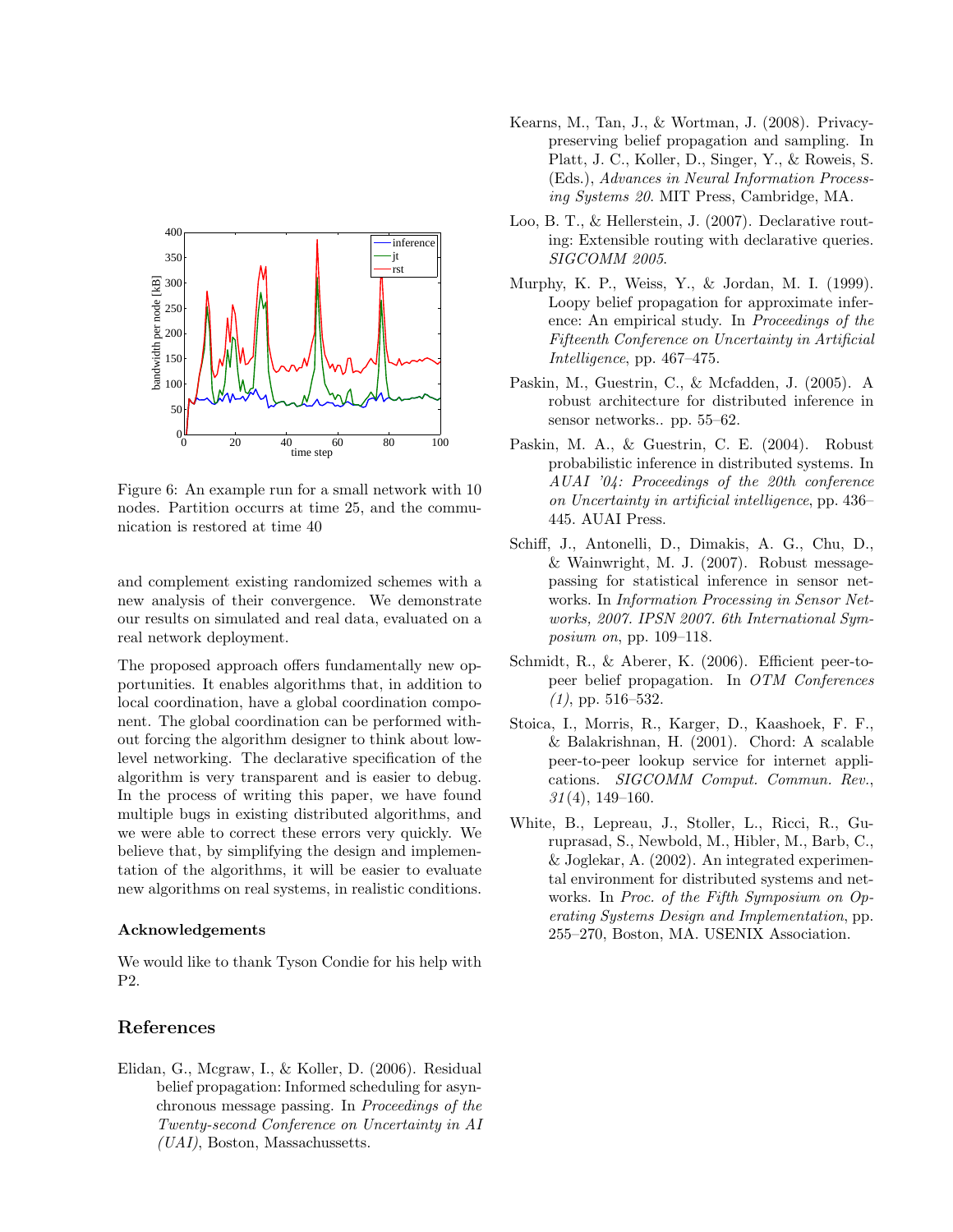Figure 6: An example run for a small network with 10 nodes. Partition occurs at time 25, and the communication is restored at time 40

and complement existing randomized schemes with a new analysis of their convergence. We demonstrate our results on simulated and real data, evaluated on a real network deployment.

The proposed approach offers fundamentally new opportunities. It enables algorithms that, in addition to local coordination, have a global coordination component. The global coordination can be performed without forcing the algorithm designer to think about low-level networking. The declarative specification of the algorithm is very transparent and is easier to debug. In the process of writing this paper, we have found multiple bugs in existing distributed algorithms, and we were able to correct these errors very quickly. We believe that, by simplifying the design and implementation of the algorithms, it will be easier to evaluate new algorithms on real systems, in realistic conditions.

### Acknowledgements

We would like to thank Tyson Condie for his help with P2.

## References

Elidan, G., Mcgraw, I., & Koller, D. (2006). Residual belief propagation: Informed scheduling for asynchronous message passing. In *Proceedings of the Twenty-second Conference on Uncertainty in AI (UAI)*, Boston, Massachussetts.

Kearns, M., Tan, J., & Wortman, J. (2008). Privacy-preserving belief propagation and sampling. In Platt, J. C., Koller, D., Singer, Y., & Roweis, S. (Eds.), *Advances in Neural Information Processing Systems 20*. MIT Press, Cambridge, MA.

Loo, B. T., & Hellerstein, J. (2007). Declarative routing: Extensible routing with declarative queries. *SIGCOMM 2005*.

Murphy, K. P., Weiss, Y., & Jordan, M. I. (1999). Loopy belief propagation for approximate inference: An empirical study. In *Proceedings of the Fifteenth Conference on Uncertainty in Artificial Intelligence*, pp. 467–475.

Paskin, M., Guestrin, C., & Mcfadden, J. (2005). A robust architecture for distributed inference in sensor networks.. pp. 55–62.

Paskin, M. A., & Guestrin, C. E. (2004). Robust probabilistic inference in distributed systems. In *AUAI '04: Proceedings of the 20th conference on Uncertainty in artificial intelligence*, pp. 436–445. AUAI Press.

Schiff, J., Antonelli, D., Dimakis, A. G., Chu, D., & Wainwright, M. J. (2007). Robust message-passing for statistical inference in sensor networks. In *Information Processing in Sensor Networks, 2007. IPSN 2007. 6th International Symposium on*, pp. 109–118.

Schmidt, R., & Aberer, K. (2006). Efficient peer-to-peer belief propagation. In *OTM Conferences (1)*, pp. 516–532.

Stoica, I., Morris, R., Karger, D., Kaashoek, F. F., & Balakrishnan, H. (2001). Chord: A scalable peer-to-peer lookup service for internet applications. *SIGCOMM Comput. Commun. Rev.*, *31*(4), 149–160.

White, B., Lepreau, J., Stoller, L., Ricci, R., Guruprasad, S., Newbold, M., Hibler, M., Barb, C., & Joglekar, A. (2002). An integrated experimental environment for distributed systems and networks. In *Proc. of the Fifth Symposium on Operating Systems Design and Implementation*, pp. 255–270, Boston, MA. USENIX Association.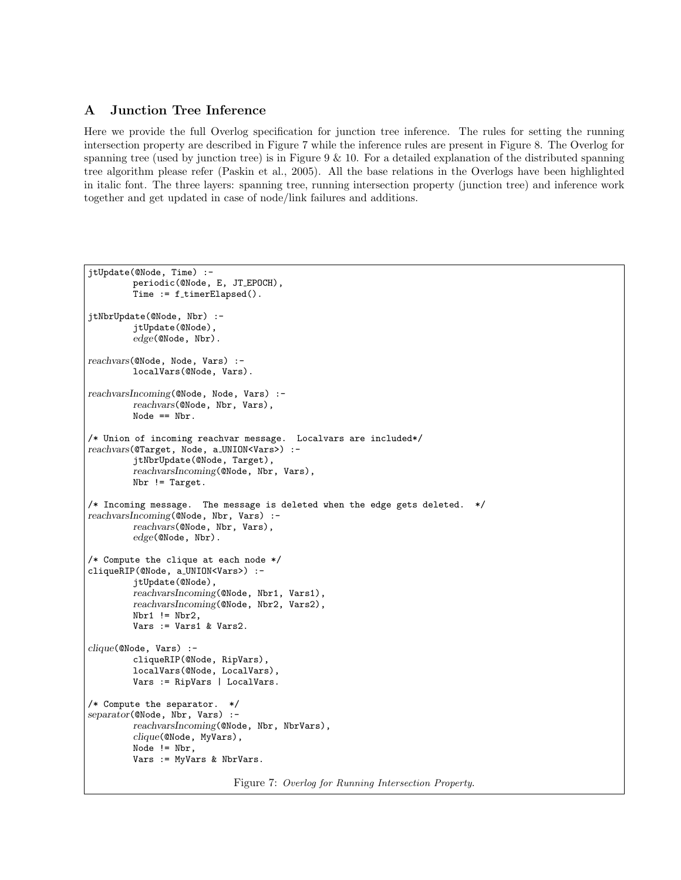## A Junction Tree Inference

Here we provide the full Overlog specification for junction tree inference. The rules for setting the running intersection property are described in Figure 7 while the inference rules are present in Figure 8. The Overlog for spanning tree (used by junction tree) is in Figure 9 & 10. For a detailed explanation of the distributed spanning tree algorithm please refer (Paskin et al., 2005). All the base relations in the Overlogs have been highlighted in italic font. The three layers: spanning tree, running intersection property (junction tree) and inference work together and get updated in case of node/link failures and additions.

```
jtUpdate(@Node, Time) :-
        periodic(@Node, E, JT_EPOCH),
        Time := f_timerElapsed().

jtNbrUpdate(@Node, Nbr) :-
        jtUpdate(@Node),
        edge(@Node, Nbr).

reachvars(@Node, Node, Vars) :-
        localVars(@Node, Vars).

reachvarsIncoming(@Node, Node, Vars) :-
        reachvars(@Node, Nbr, Vars),
        Node == Nbr.

/* Union of incoming reachvar message.  Localvars are included*/
reachvars(@Target, Node, a_UNION<Vars>) :-
        jtNbrUpdate(@Node, Target),
        reachvarsIncoming(@Node, Nbr, Vars),
        Nbr != Target.

/* Incoming message.  The message is deleted when the edge gets deleted.  */
reachvarsIncoming(@Node, Nbr, Vars) :-
        reachvars(@Node, Nbr, Vars),
        edge(@Node, Nbr).

/* Compute the clique at each node */
cliqueRIP(@Node, a_UNION<Vars>) :-
        jtUpdate(@Node),
        reachvarsIncoming(@Node, Nbr1, Vars1),
        reachvarsIncoming(@Node, Nbr2, Vars2),
        Nbr1 != Nbr2,
        Vars := Vars1 & Vars2.

clique(@Node, Vars) :-
        cliqueRIP(@Node, RipVars),
        localVars(@Node, LocalVars),
        Vars := RipVars | LocalVars.

/* Compute the separator.  */
separator(@Node, Nbr, Vars) :-
        reachvarsIncoming(@Node, Nbr, NbrVars),
        clique(@Node, MyVars),
        Node != Nbr,
        Vars := MyVars & NbrVars.
```

Figure 7: *Overlog for Running Intersection Property.*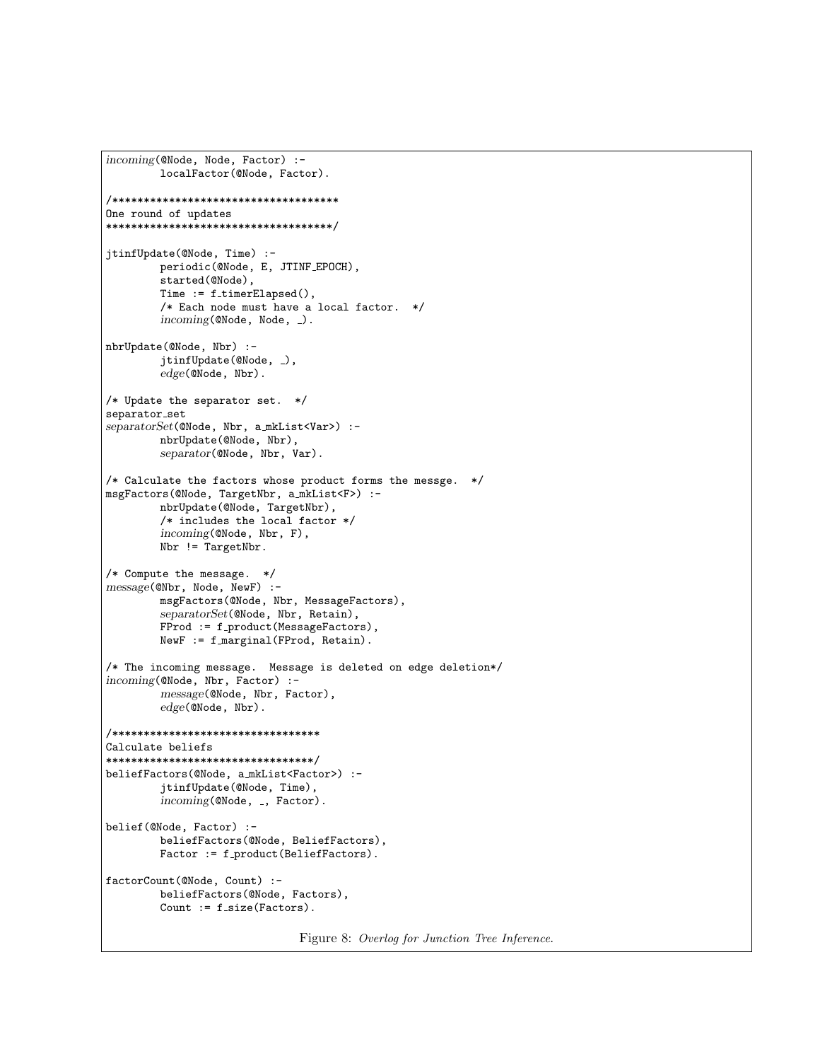```
incoming(@Node, Node, Factor) :-
        localFactor(@Node, Factor).

/************************************
One round of updates
************************************/

jtinfUpdate(@Node, Time) :-
        periodic(@Node, E, JTINF_EPOCH),
        started(@Node),
        Time := f_timerElapsed(),
        /* Each node must have a local factor.  */
        incoming(@Node, Node, _).

nbrUpdate(@Node, Nbr) :-
        jtinfUpdate(@Node, _),
        edge(@Node, Nbr).

/* Update the separator set.  */
separator_set
separatorSet(@Node, Nbr, a_mkList<Var>) :-
        nbrUpdate(@Node, Nbr),
        separator(@Node, Nbr, Var).

/* Calculate the factors whose product forms the messge.  */
msgFactors(@Node, TargetNbr, a_mkList<F>) :-
        nbrUpdate(@Node, TargetNbr),
        /* includes the local factor */
        incoming(@Node, Nbr, F),
        Nbr != TargetNbr.

/* Compute the message.  */
message(@Nbr, Node, NewF) :-
        msgFactors(@Node, Nbr, MessageFactors),
        separatorSet(@Node, Nbr, Retain),
        FProd := f_product(MessageFactors),
        NewF := f_marginal(FProd, Retain).

/* The incoming message.  Message is deleted on edge deletion*/
incoming(@Node, Nbr, Factor) :-
        message(@Node, Nbr, Factor),
        edge(@Node, Nbr).

/*********************************
Calculate beliefs
*********************************/
beliefFactors(@Node, a_mkList<Factor>) :-
        jtinfUpdate(@Node, Time),
        incoming(@Node, _, Factor).

belief(@Node, Factor) :-
        beliefFactors(@Node, BeliefFactors),
        Factor := f_product(BeliefFactors).

factorCount(@Node, Count) :-
        beliefFactors(@Node, Factors),
        Count := f_size(Factors).
```

Figure 8: *Overlog for Junction Tree Inference.*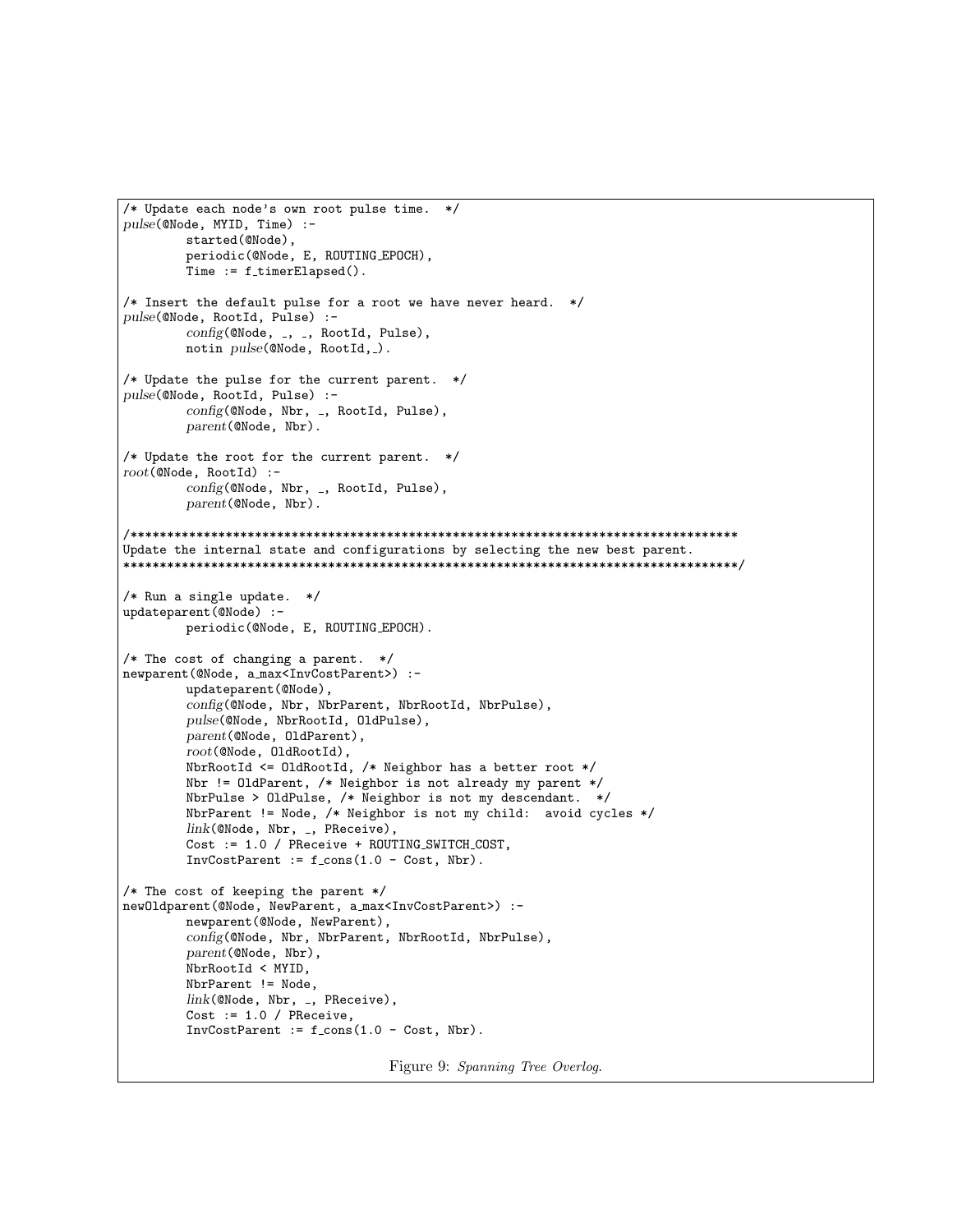```
/* Update each node's own root pulse time.  */
pulse(@Node, MYID, Time) :-
        started(@Node),
        periodic(@Node, E, ROUTING_EPOCH),
        Time := f_timerElapsed().

/* Insert the default pulse for a root we have never heard.  */
pulse(@Node, RootId, Pulse) :-
        config(@Node, _, _, RootId, Pulse),
        notin pulse(@Node, RootId,_).

/* Update the pulse for the current parent.  */
pulse(@Node, RootId, Pulse) :-
        config(@Node, Nbr, _, RootId, Pulse),
        parent(@Node, Nbr).

/* Update the root for the current parent.  */
root(@Node, RootId) :-
        config(@Node, Nbr, _, RootId, Pulse),
        parent(@Node, Nbr).

/***********************************************************************************
Update the internal state and configurations by selecting the new best parent.
***********************************************************************************/

/* Run a single update.  */
updateparent(@Node) :-
        periodic(@Node, E, ROUTING_EPOCH).

/* The cost of changing a parent.  */
newparent(@Node, a_max<InvCostParent>) :-
        updateparent(@Node),
        config(@Node, Nbr, NbrParent, NbrRootId, NbrPulse),
        pulse(@Node, NbrRootId, OldPulse),
        parent(@Node, OldParent),
        root(@Node, OldRootId),
        NbrRootId <= OldRootId, /* Neighbor has a better root */
        Nbr != OldParent, /* Neighbor is not already my parent */
        NbrPulse > OldPulse, /* Neighbor is not my descendant.  */
        NbrParent != Node, /* Neighbor is not my child:  avoid cycles */
        link(@Node, Nbr, _, PReceive),
        Cost := 1.0 / PReceive + ROUTING_SWITCH_COST,
        InvCostParent := f_cons(1.0 - Cost, Nbr).

/* The cost of keeping the parent */
newOldparent(@Node, NewParent, a_max<InvCostParent>) :-
        newparent(@Node, NewParent),
        config(@Node, Nbr, NbrParent, NbrRootId, NbrPulse),
        parent(@Node, Nbr),
        NbrRootId < MYID,
        NbrParent != Node,
        link(@Node, Nbr, _, PReceive),
        Cost := 1.0 / PReceive,
        InvCostParent := f_cons(1.0 - Cost, Nbr).
```

Figure 9: *Spanning Tree Overlog.*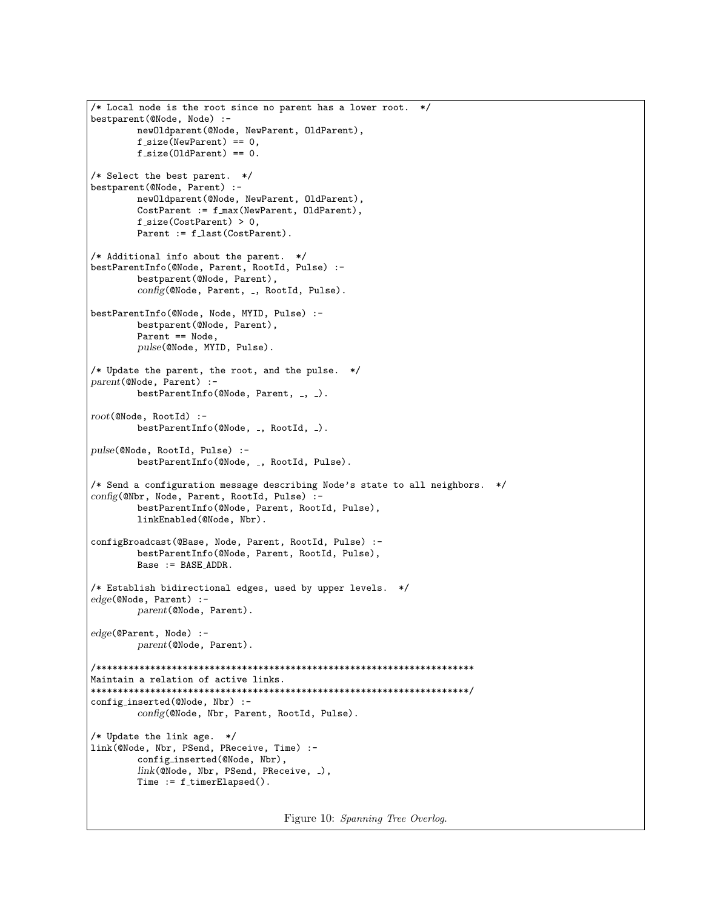```
/* Local node is the root since no parent has a lower root.  */
bestparent(@Node, Node) :-
        newOldparent(@Node, NewParent, OldParent),
        f_size(NewParent) == 0,
        f_size(OldParent) == 0.

/* Select the best parent.  */
bestparent(@Node, Parent) :-
        newOldparent(@Node, NewParent, OldParent),
        CostParent := f_max(NewParent, OldParent),
        f_size(CostParent) > 0,
        Parent := f_last(CostParent).

/* Additional info about the parent.  */
bestParentInfo(@Node, Parent, RootId, Pulse) :-
        bestparent(@Node, Parent),
        config(@Node, Parent, _, RootId, Pulse).

bestParentInfo(@Node, Node, MYID, Pulse) :-
        bestparent(@Node, Parent),
        Parent == Node,
        pulse(@Node, MYID, Pulse).

/* Update the parent, the root, and the pulse.  */
parent(@Node, Parent) :-
        bestParentInfo(@Node, Parent, _, _).

root(@Node, RootId) :-
        bestParentInfo(@Node, _, RootId, _).

pulse(@Node, RootId, Pulse) :-
        bestParentInfo(@Node, _, RootId, Pulse).

/* Send a configuration message describing Node's state to all neighbors.  */
config(@Nbr, Node, Parent, RootId, Pulse) :-
        bestParentInfo(@Node, Parent, RootId, Pulse),
        linkEnabled(@Node, Nbr).

configBroadcast(@Base, Node, Parent, RootId, Pulse) :-
        bestParentInfo(@Node, Parent, RootId, Pulse),
        Base := BASE_ADDR.

/* Establish bidirectional edges, used by upper levels.  */
edge(@Node, Parent) :-
        parent(@Node, Parent).

edge(@Parent, Node) :-
        parent(@Node, Parent).

/*********************************************************************
Maintain a relation of active links.
*********************************************************************/
config_inserted(@Node, Nbr) :-
        config(@Node, Nbr, Parent, RootId, Pulse).

/* Update the link age.  */
link(@Node, Nbr, PSend, PReceive, Time) :-
        config_inserted(@Node, Nbr),
        link(@Node, Nbr, PSend, PReceive, _),
        Time := f_timerElapsed().
```

Figure 10: *Spanning Tree Overlog.*